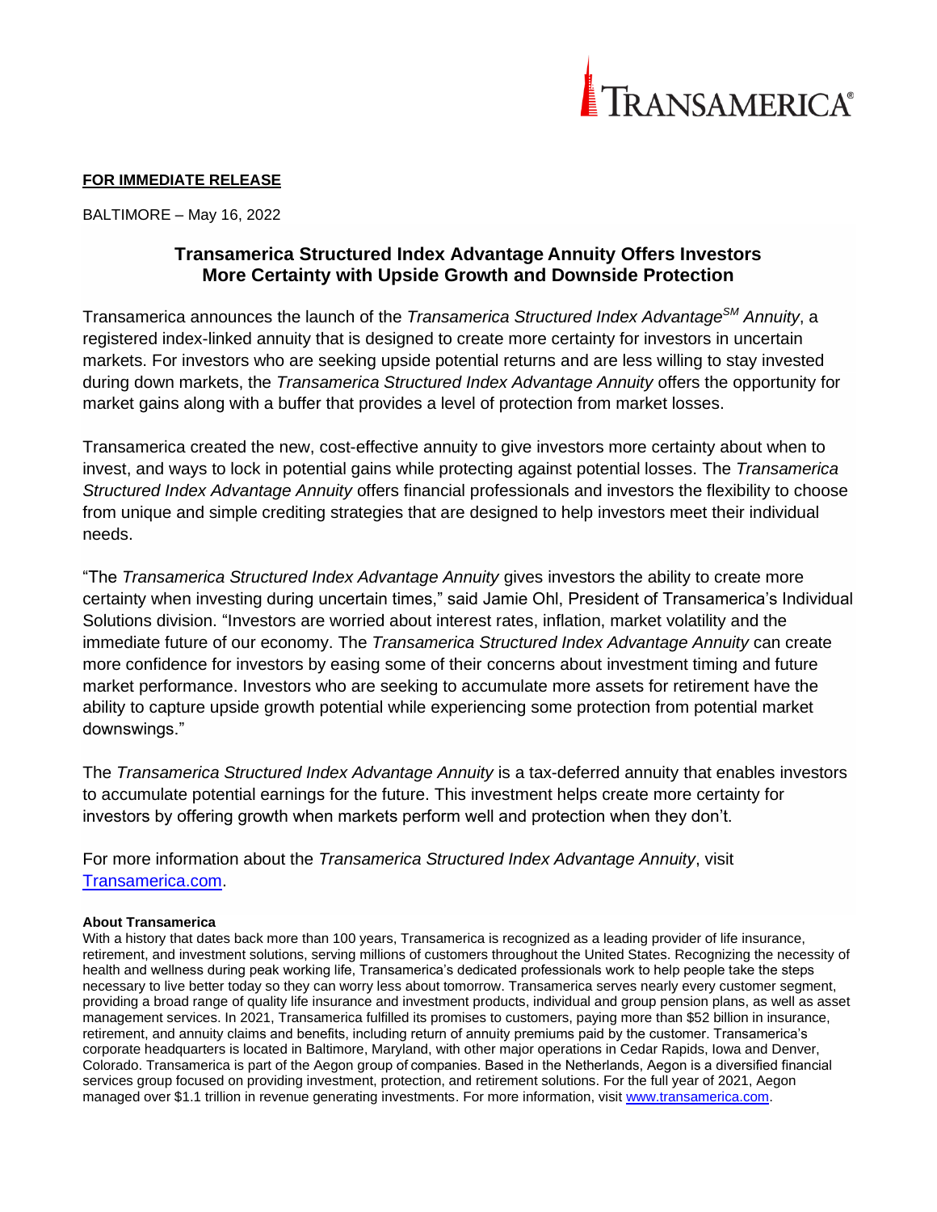TRANSAMERICA®

**FOR IMMEDIATE RELEASE**

BALTIMORE – May 16, 2022

## Transamerica Structured Index Advantage Annuity Offers Investors More Certainty with Upside Growth and Downside Protection

Transamerica announces the launch of the *Transamerica Structured Index Advantage*SM *Annuity*, a registered index-linked annuity that is designed to create more certainty for investors in uncertain markets. For investors who are seeking upside potential returns and are less willing to stay invested during down markets, the *Transamerica Structured Index Advantage Annuity* offers the opportunity for market gains along with a buffer that provides a level of protection from market losses.

Transamerica created the new, cost-effective annuity to give investors more certainty about when to invest, and ways to lock in potential gains while protecting against potential losses. The *Transamerica Structured Index Advantage Annuity* offers financial professionals and investors the flexibility to choose from unique and simple crediting strategies that are designed to help investors meet their individual needs.

"The *Transamerica Structured Index Advantage Annuity* gives investors the ability to create more certainty when investing during uncertain times," said Jamie Ohl, President of Transamerica's Individual Solutions division. "Investors are worried about interest rates, inflation, market volatility and the immediate future of our economy. The *Transamerica Structured Index Advantage Annuity* can create more confidence for investors by easing some of their concerns about investment timing and future market performance. Investors who are seeking to accumulate more assets for retirement have the ability to capture upside growth potential while experiencing some protection from potential market downswings."

The *Transamerica Structured Index Advantage Annuity* is a tax-deferred annuity that enables investors to accumulate potential earnings for the future. This investment helps create more certainty for investors by offering growth when markets perform well and protection when they don't.

For more information about the *Transamerica Structured Index Advantage Annuity*, visit [Transamerica.com](Transamerica.com).

**About Transamerica**

With a history that dates back more than 100 years, Transamerica is recognized as a leading provider of life insurance, retirement, and investment solutions, serving millions of customers throughout the United States. Recognizing the necessity of health and wellness during peak working life, Transamerica's dedicated professionals work to help people take the steps necessary to live better today so they can worry less about tomorrow. Transamerica serves nearly every customer segment, providing a broad range of quality life insurance and investment products, individual and group pension plans, as well as asset management services. In 2021, Transamerica fulfilled its promises to customers, paying more than $52 billion in insurance, retirement, and annuity claims and benefits, including return of annuity premiums paid by the customer. Transamerica's corporate headquarters is located in Baltimore, Maryland, with other major operations in Cedar Rapids, Iowa and Denver, Colorado. Transamerica is part of the Aegon group of companies. Based in the Netherlands, Aegon is a diversified financial services group focused on providing investment, protection, and retirement solutions. For the full year of 2021, Aegon managed over $1.1 trillion in revenue generating investments. For more information, visit [www.transamerica.com](www.transamerica.com).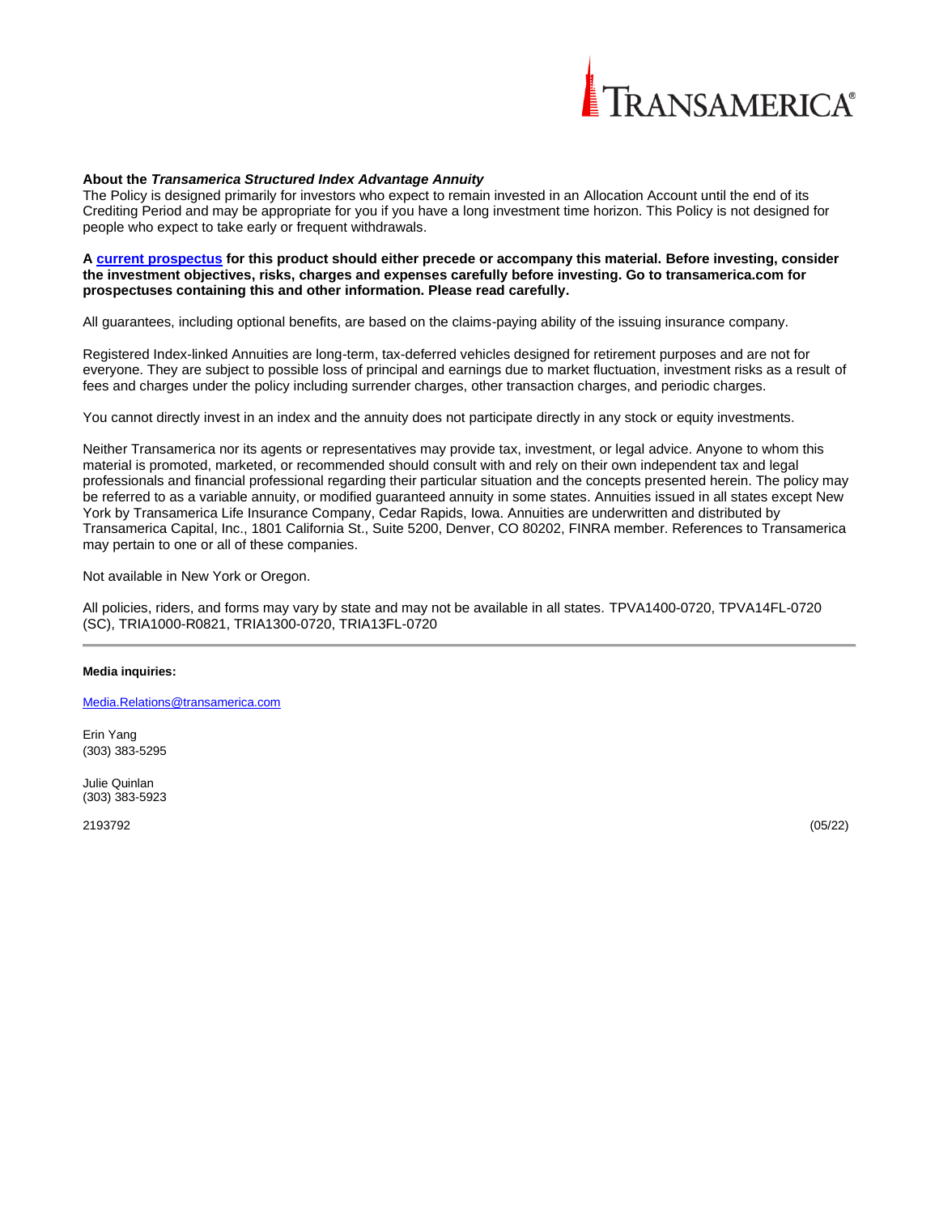TRANSAMERICA®

**About the *Transamerica Structured Index Advantage Annuity***

The Policy is designed primarily for investors who expect to remain invested in an Allocation Account until the end of its Crediting Period and may be appropriate for you if you have a long investment time horizon. This Policy is not designed for people who expect to take early or frequent withdrawals.

**A [current prospectus] for this product should either precede or accompany this material. Before investing, consider the investment objectives, risks, charges and expenses carefully before investing. Go to transamerica.com for prospectuses containing this and other information. Please read carefully.**

All guarantees, including optional benefits, are based on the claims-paying ability of the issuing insurance company.

Registered Index-linked Annuities are long-term, tax-deferred vehicles designed for retirement purposes and are not for everyone. They are subject to possible loss of principal and earnings due to market fluctuation, investment risks as a result of fees and charges under the policy including surrender charges, other transaction charges, and periodic charges.

You cannot directly invest in an index and the annuity does not participate directly in any stock or equity investments.

Neither Transamerica nor its agents or representatives may provide tax, investment, or legal advice. Anyone to whom this material is promoted, marketed, or recommended should consult with and rely on their own independent tax and legal professionals and financial professional regarding their particular situation and the concepts presented herein. The policy may be referred to as a variable annuity, or modified guaranteed annuity in some states. Annuities issued in all states except New York by Transamerica Life Insurance Company, Cedar Rapids, Iowa. Annuities are underwritten and distributed by Transamerica Capital, Inc., 1801 California St., Suite 5200, Denver, CO 80202, FINRA member. References to Transamerica may pertain to one or all of these companies.

Not available in New York or Oregon.

All policies, riders, and forms may vary by state and may not be available in all states. TPVA1400-0720, TPVA14FL-0720 (SC), TRIA1000-R0821, TRIA1300-0720, TRIA13FL-0720

---

**Media inquiries:**

Media.Relations@transamerica.com

Erin Yang
(303) 383-5295

Julie Quinlan
(303) 383-5923

2193792 (05/22)